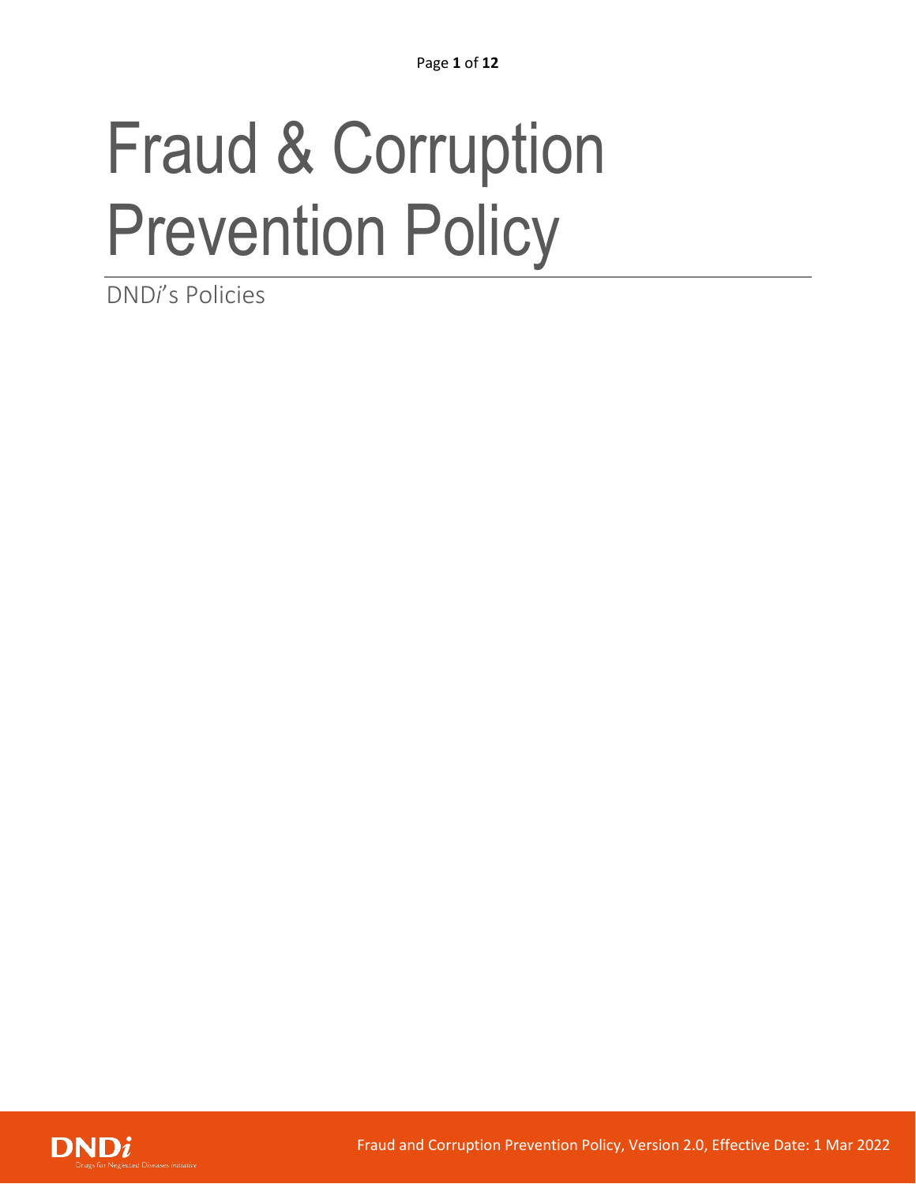# Fraud & Corruption Prevention Policy

DND*i*'s Policies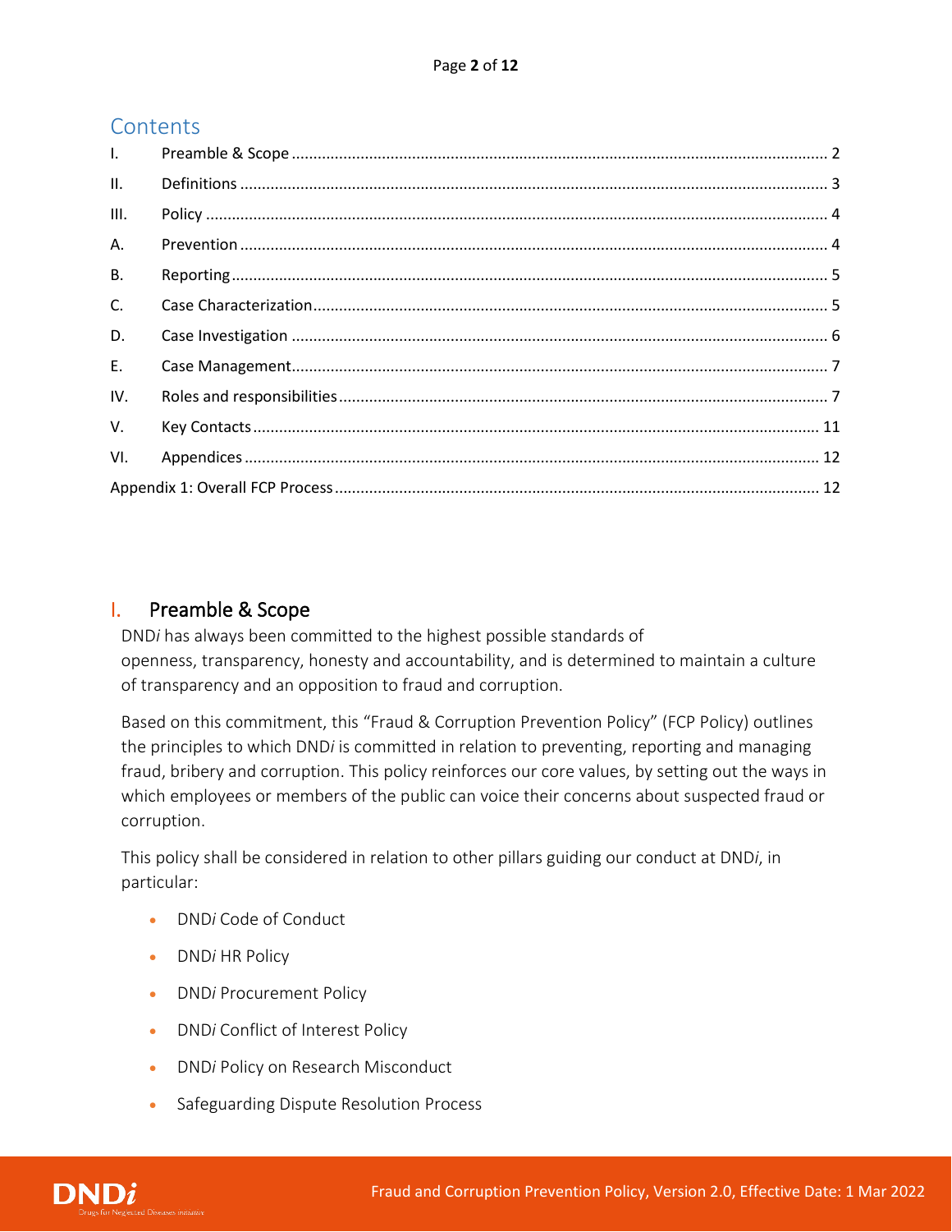## Contents

| | | |
|---|---|---|
| I. | Preamble & Scope | 2 |
| II. | Definitions | 3 |
| III. | Policy | 4 |
| A. | Prevention | 4 |
| B. | Reporting | 5 |
| C. | Case Characterization | 5 |
| D. | Case Investigation | 6 |
| E. | Case Management | 7 |
| IV. | Roles and responsibilities | 7 |
| V. | Key Contacts | 11 |
| VI. | Appendices | 12 |
| Appendix 1: Overall FCP Process | | 12 |

## I. Preamble & Scope

DND*i* has always been committed to the highest possible standards of openness, transparency, honesty and accountability, and is determined to maintain a culture of transparency and an opposition to fraud and corruption.

Based on this commitment, this "Fraud & Corruption Prevention Policy" (FCP Policy) outlines the principles to which DND*i* is committed in relation to preventing, reporting and managing fraud, bribery and corruption. This policy reinforces our core values, by setting out the ways in which employees or members of the public can voice their concerns about suspected fraud or corruption.

This policy shall be considered in relation to other pillars guiding our conduct at DND*i*, in particular:

- DND*i* Code of Conduct
- DND*i* HR Policy
- DND*i* Procurement Policy
- DND*i* Conflict of Interest Policy
- DND*i* Policy on Research Misconduct
- Safeguarding Dispute Resolution Process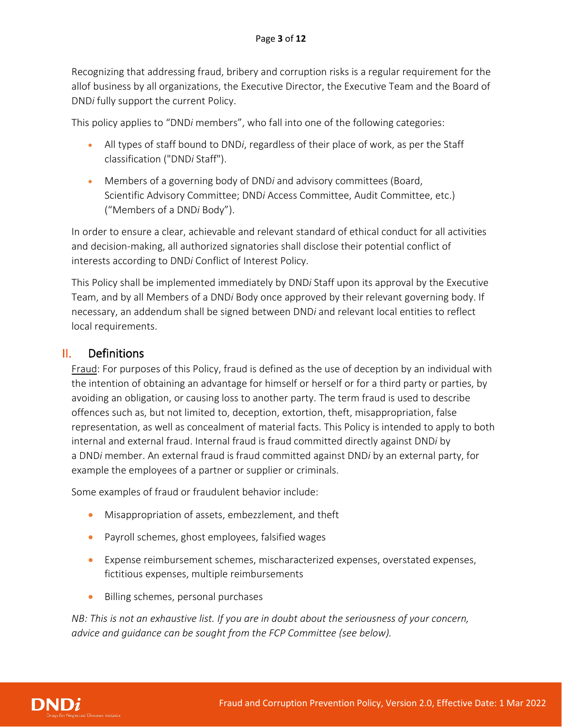Recognizing that addressing fraud, bribery and corruption risks is a regular requirement for the allof business by all organizations, the Executive Director, the Executive Team and the Board of DND*i* fully support the current Policy.

This policy applies to "DND*i* members", who fall into one of the following categories:

- All types of staff bound to DND*i*, regardless of their place of work, as per the Staff classification ("DND*i* Staff").
- Members of a governing body of DND*i* and advisory committees (Board, Scientific Advisory Committee; DND*i* Access Committee, Audit Committee, etc.) ("Members of a DND*i* Body").

In order to ensure a clear, achievable and relevant standard of ethical conduct for all activities and decision-making, all authorized signatories shall disclose their potential conflict of interests according to DND*i* Conflict of Interest Policy.

This Policy shall be implemented immediately by DND*i* Staff upon its approval by the Executive Team, and by all Members of a DND*i* Body once approved by their relevant governing body. If necessary, an addendum shall be signed between DND*i* and relevant local entities to reflect local requirements.

## II. Definitions

<u>Fraud</u>: For purposes of this Policy, fraud is defined as the use of deception by an individual with the intention of obtaining an advantage for himself or herself or for a third party or parties, by avoiding an obligation, or causing loss to another party. The term fraud is used to describe offences such as, but not limited to, deception, extortion, theft, misappropriation, false representation, as well as concealment of material facts. This Policy is intended to apply to both internal and external fraud. Internal fraud is fraud committed directly against DND*i* by a DND*i* member. An external fraud is fraud committed against DND*i* by an external party, for example the employees of a partner or supplier or criminals.

Some examples of fraud or fraudulent behavior include:

- Misappropriation of assets, embezzlement, and theft
- Payroll schemes, ghost employees, falsified wages
- Expense reimbursement schemes, mischaracterized expenses, overstated expenses, fictitious expenses, multiple reimbursements
- Billing schemes, personal purchases

*NB: This is not an exhaustive list. If you are in doubt about the seriousness of your concern, advice and guidance can be sought from the FCP Committee (see below).*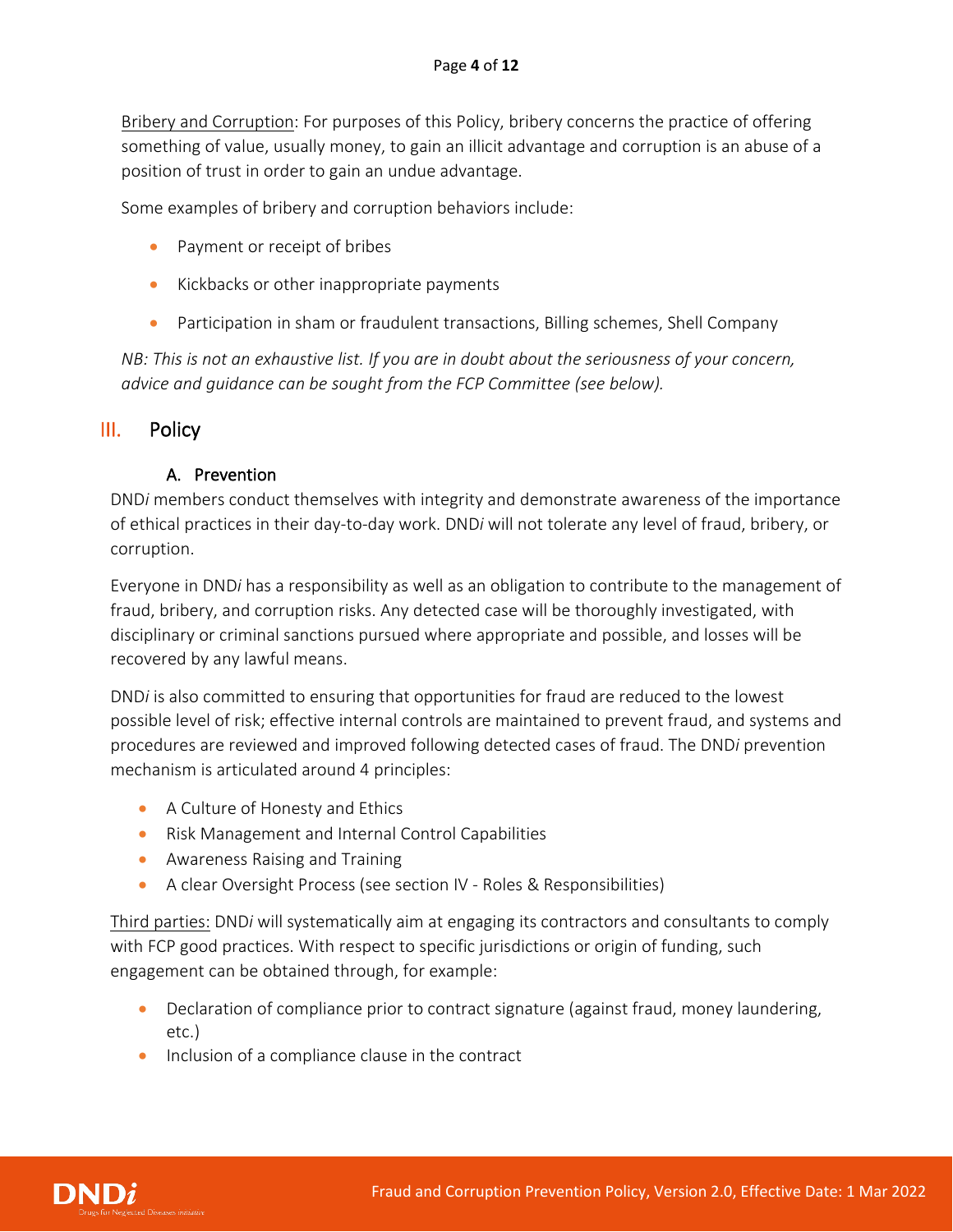Bribery and Corruption: For purposes of this Policy, bribery concerns the practice of offering something of value, usually money, to gain an illicit advantage and corruption is an abuse of a position of trust in order to gain an undue advantage.

Some examples of bribery and corruption behaviors include:

- Payment or receipt of bribes
- Kickbacks or other inappropriate payments
- Participation in sham or fraudulent transactions, Billing schemes, Shell Company

*NB: This is not an exhaustive list. If you are in doubt about the seriousness of your concern, advice and guidance can be sought from the FCP Committee (see below).*

## III. Policy

### A. Prevention

DND*i* members conduct themselves with integrity and demonstrate awareness of the importance of ethical practices in their day-to-day work. DND*i* will not tolerate any level of fraud, bribery, or corruption.

Everyone in DND*i* has a responsibility as well as an obligation to contribute to the management of fraud, bribery, and corruption risks. Any detected case will be thoroughly investigated, with disciplinary or criminal sanctions pursued where appropriate and possible, and losses will be recovered by any lawful means.

DND*i* is also committed to ensuring that opportunities for fraud are reduced to the lowest possible level of risk; effective internal controls are maintained to prevent fraud, and systems and procedures are reviewed and improved following detected cases of fraud. The DND*i* prevention mechanism is articulated around 4 principles:

- A Culture of Honesty and Ethics
- Risk Management and Internal Control Capabilities
- Awareness Raising and Training
- A clear Oversight Process (see section IV - Roles & Responsibilities)

Third parties: DND*i* will systematically aim at engaging its contractors and consultants to comply with FCP good practices. With respect to specific jurisdictions or origin of funding, such engagement can be obtained through, for example:

- Declaration of compliance prior to contract signature (against fraud, money laundering, etc.)
- Inclusion of a compliance clause in the contract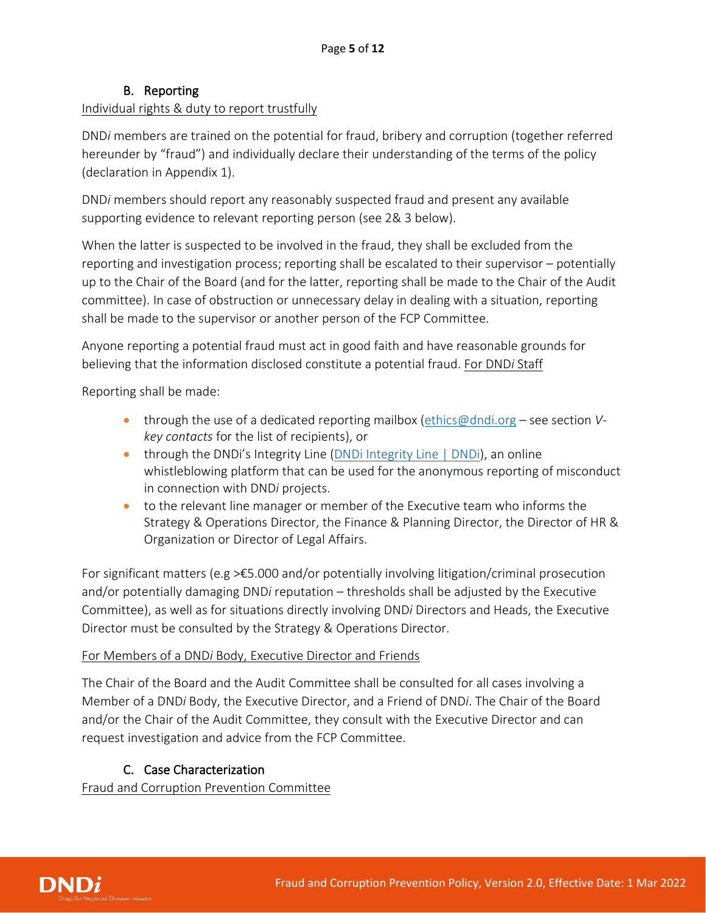### B. Reporting

Individual rights & duty to report trustfully

DND*i* members are trained on the potential for fraud, bribery and corruption (together referred hereunder by "fraud") and individually declare their understanding of the terms of the policy (declaration in Appendix 1).

DND*i* members should report any reasonably suspected fraud and present any available supporting evidence to relevant reporting person (see 2& 3 below).

When the latter is suspected to be involved in the fraud, they shall be excluded from the reporting and investigation process; reporting shall be escalated to their supervisor – potentially up to the Chair of the Board (and for the latter, reporting shall be made to the Chair of the Audit committee). In case of obstruction or unnecessary delay in dealing with a situation, reporting shall be made to the supervisor or another person of the FCP Committee.

Anyone reporting a potential fraud must act in good faith and have reasonable grounds for believing that the information disclosed constitute a potential fraud. For DND*i* Staff

Reporting shall be made:

- through the use of a dedicated reporting mailbox (ethics@dndi.org – see section *V-key contacts* for the list of recipients), or
- through the DNDi's Integrity Line (DNDi Integrity Line | DNDi), an online whistleblowing platform that can be used for the anonymous reporting of misconduct in connection with DND*i* projects.
- to the relevant line manager or member of the Executive team who informs the Strategy & Operations Director, the Finance & Planning Director, the Director of HR & Organization or Director of Legal Affairs.

For significant matters (e.g >€5.000 and/or potentially involving litigation/criminal prosecution and/or potentially damaging DND*i* reputation – thresholds shall be adjusted by the Executive Committee), as well as for situations directly involving DND*i* Directors and Heads, the Executive Director must be consulted by the Strategy & Operations Director.

For Members of a DND*i* Body, Executive Director and Friends

The Chair of the Board and the Audit Committee shall be consulted for all cases involving a Member of a DND*i* Body, the Executive Director, and a Friend of DND*i*. The Chair of the Board and/or the Chair of the Audit Committee, they consult with the Executive Director and can request investigation and advice from the FCP Committee.

### C. Case Characterization

Fraud and Corruption Prevention Committee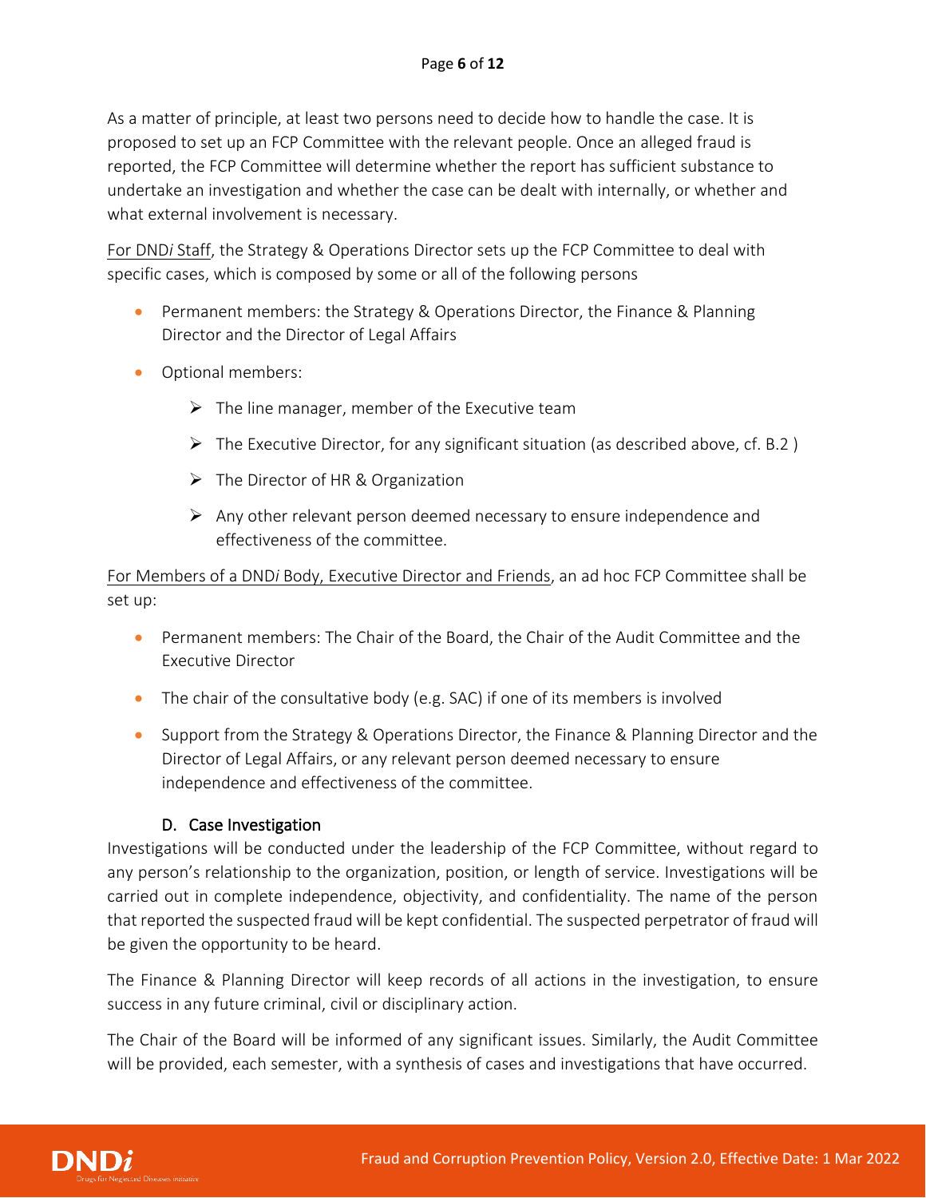As a matter of principle, at least two persons need to decide how to handle the case. It is proposed to set up an FCP Committee with the relevant people. Once an alleged fraud is reported, the FCP Committee will determine whether the report has sufficient substance to undertake an investigation and whether the case can be dealt with internally, or whether and what external involvement is necessary.

For DND*i* Staff, the Strategy & Operations Director sets up the FCP Committee to deal with specific cases, which is composed by some or all of the following persons

- Permanent members: the Strategy & Operations Director, the Finance & Planning Director and the Director of Legal Affairs
- Optional members:
  - The line manager, member of the Executive team
  - The Executive Director, for any significant situation (as described above, cf. B.2 )
  - The Director of HR & Organization
  - Any other relevant person deemed necessary to ensure independence and effectiveness of the committee.

For Members of a DND*i* Body, Executive Director and Friends, an ad hoc FCP Committee shall be set up:

- Permanent members: The Chair of the Board, the Chair of the Audit Committee and the Executive Director
- The chair of the consultative body (e.g. SAC) if one of its members is involved
- Support from the Strategy & Operations Director, the Finance & Planning Director and the Director of Legal Affairs, or any relevant person deemed necessary to ensure independence and effectiveness of the committee.

### D. Case Investigation

Investigations will be conducted under the leadership of the FCP Committee, without regard to any person's relationship to the organization, position, or length of service. Investigations will be carried out in complete independence, objectivity, and confidentiality. The name of the person that reported the suspected fraud will be kept confidential. The suspected perpetrator of fraud will be given the opportunity to be heard.

The Finance & Planning Director will keep records of all actions in the investigation, to ensure success in any future criminal, civil or disciplinary action.

The Chair of the Board will be informed of any significant issues. Similarly, the Audit Committee will be provided, each semester, with a synthesis of cases and investigations that have occurred.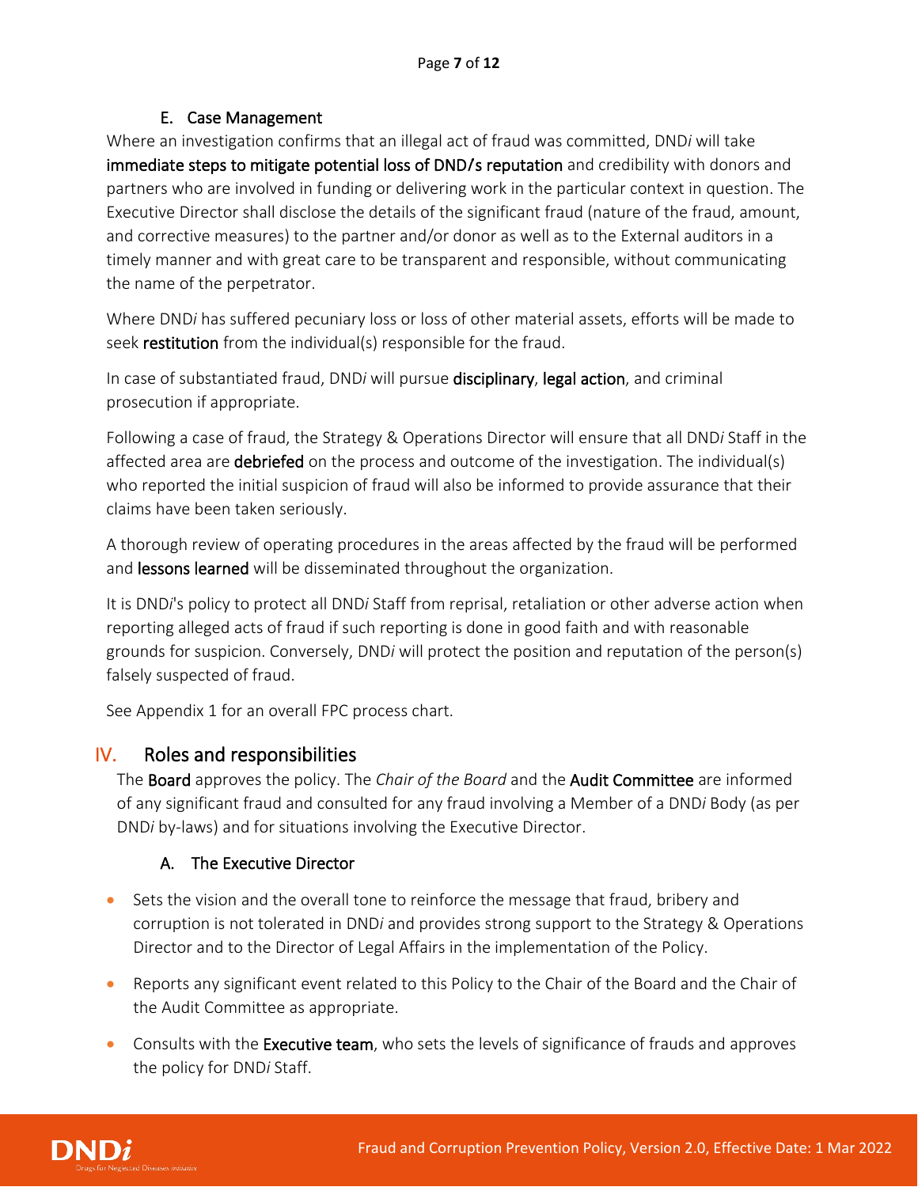### E. Case Management

Where an investigation confirms that an illegal act of fraud was committed, DND*i* will take **immediate steps to mitigate potential loss of DND/s reputation** and credibility with donors and partners who are involved in funding or delivering work in the particular context in question. The Executive Director shall disclose the details of the significant fraud (nature of the fraud, amount, and corrective measures) to the partner and/or donor as well as to the External auditors in a timely manner and with great care to be transparent and responsible, without communicating the name of the perpetrator.

Where DND*i* has suffered pecuniary loss or loss of other material assets, efforts will be made to seek **restitution** from the individual(s) responsible for the fraud.

In case of substantiated fraud, DND*i* will pursue **disciplinary**, **legal action**, and criminal prosecution if appropriate.

Following a case of fraud, the Strategy & Operations Director will ensure that all DND*i* Staff in the affected area are **debriefed** on the process and outcome of the investigation. The individual(s) who reported the initial suspicion of fraud will also be informed to provide assurance that their claims have been taken seriously.

A thorough review of operating procedures in the areas affected by the fraud will be performed and **lessons learned** will be disseminated throughout the organization.

It is DND*i*'s policy to protect all DND*i* Staff from reprisal, retaliation or other adverse action when reporting alleged acts of fraud if such reporting is done in good faith and with reasonable grounds for suspicion. Conversely, DND*i* will protect the position and reputation of the person(s) falsely suspected of fraud.

See Appendix 1 for an overall FPC process chart.

## IV. Roles and responsibilities

The **Board** approves the policy. The *Chair of the Board* and the **Audit Committee** are informed of any significant fraud and consulted for any fraud involving a Member of a DND*i* Body (as per DND*i* by-laws) and for situations involving the Executive Director.

### A. The Executive Director

- Sets the vision and the overall tone to reinforce the message that fraud, bribery and corruption is not tolerated in DND*i* and provides strong support to the Strategy & Operations Director and to the Director of Legal Affairs in the implementation of the Policy.
- Reports any significant event related to this Policy to the Chair of the Board and the Chair of the Audit Committee as appropriate.
- Consults with the **Executive team**, who sets the levels of significance of frauds and approves the policy for DND*i* Staff.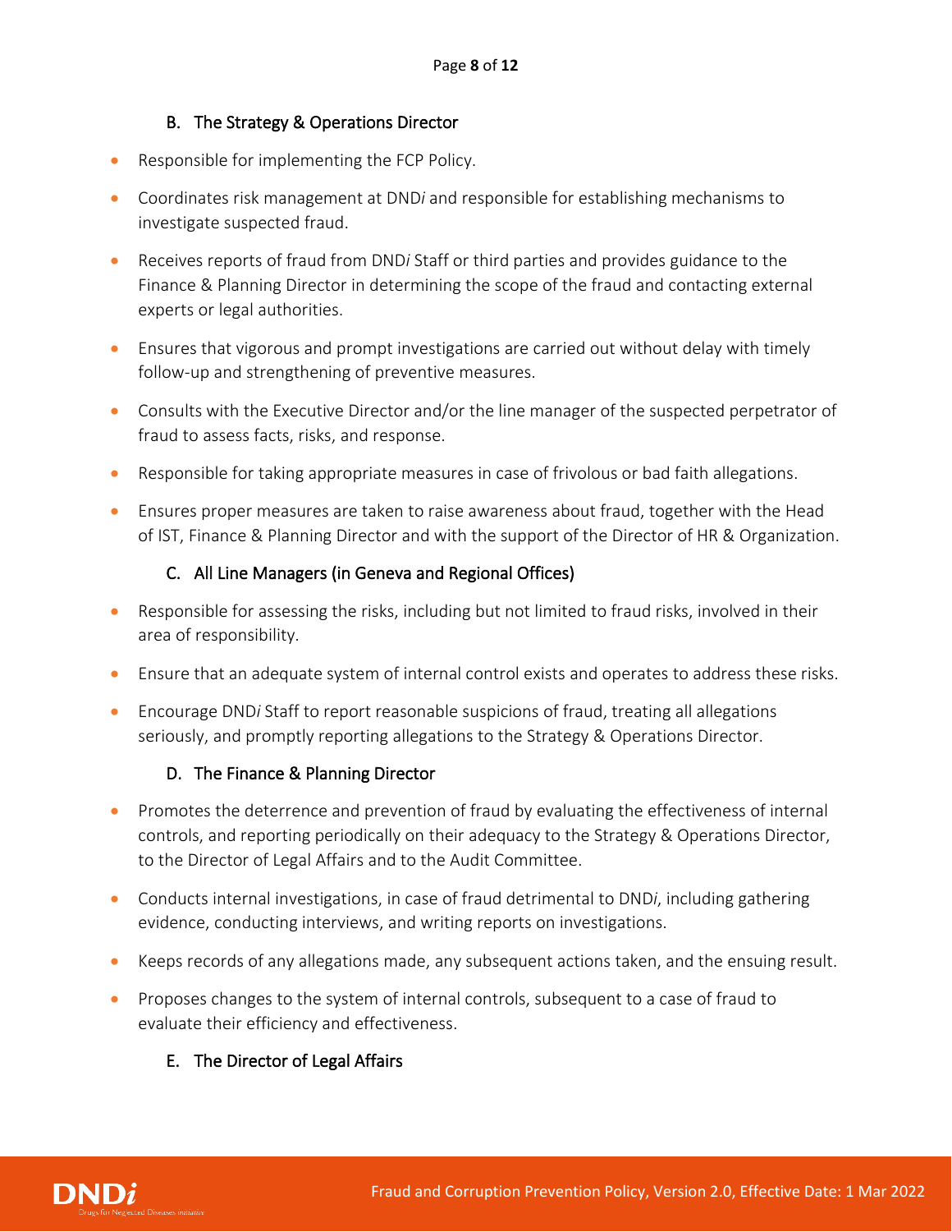### B. The Strategy & Operations Director

- Responsible for implementing the FCP Policy.
- Coordinates risk management at DND*i* and responsible for establishing mechanisms to investigate suspected fraud.
- Receives reports of fraud from DND*i* Staff or third parties and provides guidance to the Finance & Planning Director in determining the scope of the fraud and contacting external experts or legal authorities.
- Ensures that vigorous and prompt investigations are carried out without delay with timely follow-up and strengthening of preventive measures.
- Consults with the Executive Director and/or the line manager of the suspected perpetrator of fraud to assess facts, risks, and response.
- Responsible for taking appropriate measures in case of frivolous or bad faith allegations.
- Ensures proper measures are taken to raise awareness about fraud, together with the Head of IST, Finance & Planning Director and with the support of the Director of HR & Organization.

### C. All Line Managers (in Geneva and Regional Offices)

- Responsible for assessing the risks, including but not limited to fraud risks, involved in their area of responsibility.
- Ensure that an adequate system of internal control exists and operates to address these risks.
- Encourage DND*i* Staff to report reasonable suspicions of fraud, treating all allegations seriously, and promptly reporting allegations to the Strategy & Operations Director.

### D. The Finance & Planning Director

- Promotes the deterrence and prevention of fraud by evaluating the effectiveness of internal controls, and reporting periodically on their adequacy to the Strategy & Operations Director, to the Director of Legal Affairs and to the Audit Committee.
- Conducts internal investigations, in case of fraud detrimental to DND*i*, including gathering evidence, conducting interviews, and writing reports on investigations.
- Keeps records of any allegations made, any subsequent actions taken, and the ensuing result.
- Proposes changes to the system of internal controls, subsequent to a case of fraud to evaluate their efficiency and effectiveness.

### E. The Director of Legal Affairs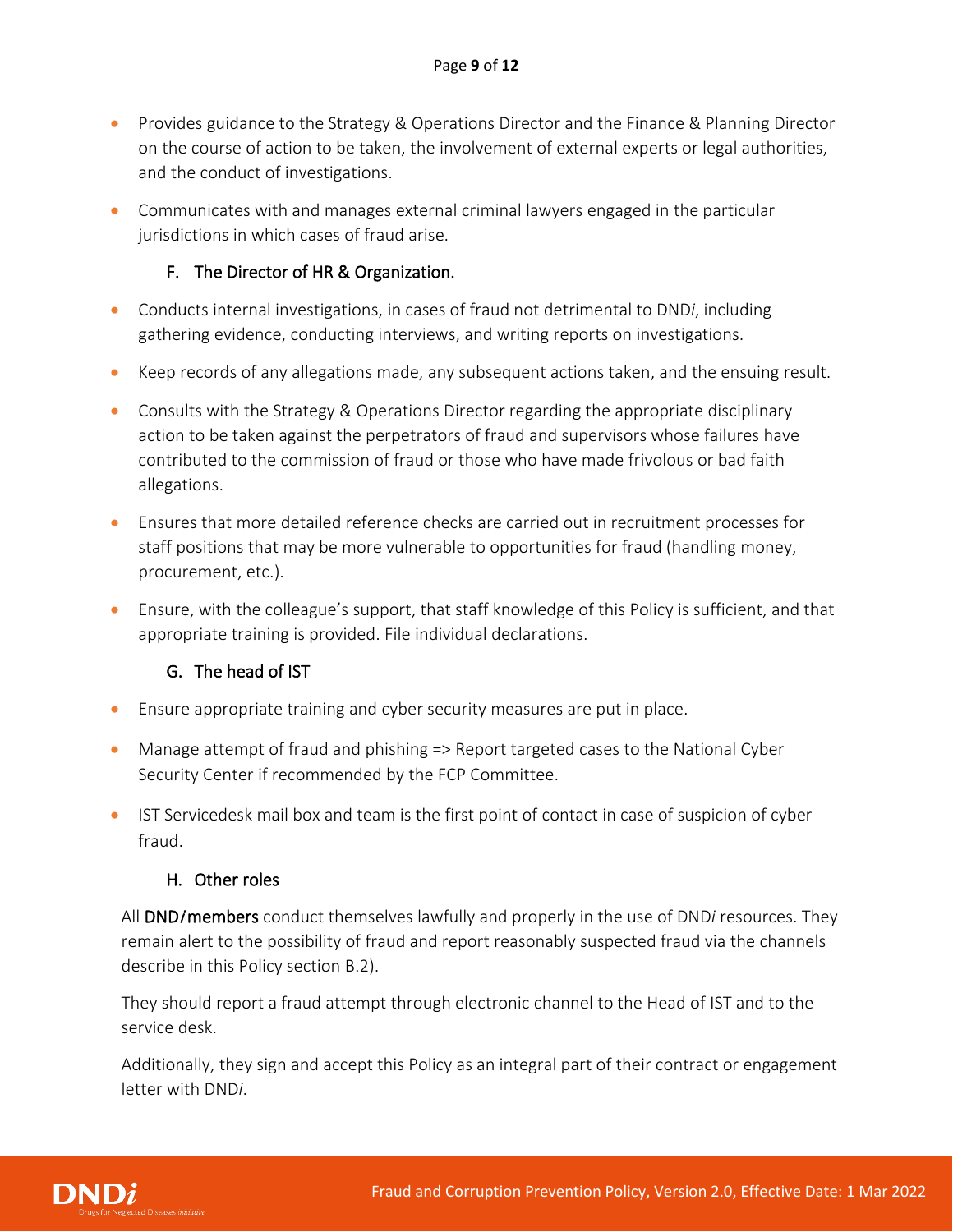- Provides guidance to the Strategy & Operations Director and the Finance & Planning Director on the course of action to be taken, the involvement of external experts or legal authorities, and the conduct of investigations.
- Communicates with and manages external criminal lawyers engaged in the particular jurisdictions in which cases of fraud arise.

### F. The Director of HR & Organization.

- Conducts internal investigations, in cases of fraud not detrimental to DND*i*, including gathering evidence, conducting interviews, and writing reports on investigations.
- Keep records of any allegations made, any subsequent actions taken, and the ensuing result.
- Consults with the Strategy & Operations Director regarding the appropriate disciplinary action to be taken against the perpetrators of fraud and supervisors whose failures have contributed to the commission of fraud or those who have made frivolous or bad faith allegations.
- Ensures that more detailed reference checks are carried out in recruitment processes for staff positions that may be more vulnerable to opportunities for fraud (handling money, procurement, etc.).
- Ensure, with the colleague's support, that staff knowledge of this Policy is sufficient, and that appropriate training is provided. File individual declarations.

### G. The head of IST

- Ensure appropriate training and cyber security measures are put in place.
- Manage attempt of fraud and phishing => Report targeted cases to the National Cyber Security Center if recommended by the FCP Committee.
- IST Servicedesk mail box and team is the first point of contact in case of suspicion of cyber fraud.

### H. Other roles

All **DND*i* members** conduct themselves lawfully and properly in the use of DND*i* resources. They remain alert to the possibility of fraud and report reasonably suspected fraud via the channels describe in this Policy section B.2).

They should report a fraud attempt through electronic channel to the Head of IST and to the service desk.

Additionally, they sign and accept this Policy as an integral part of their contract or engagement letter with DND*i*.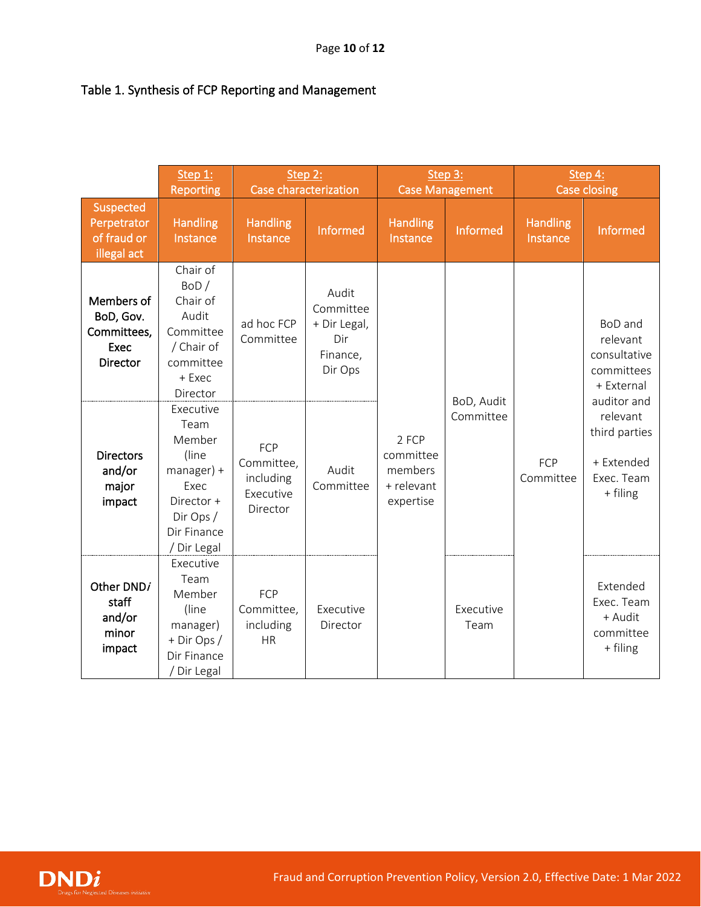Table 1. Synthesis of FCP Reporting and Management

| | Step 1: Reporting | Step 2: Case characterization | | Step 3: Case Management | | Step 4: Case closing | |
|---|---|---|---|---|---|---|---|
| Suspected Perpetrator of fraud or illegal act | Handling Instance | Handling Instance | Informed | Handling Instance | Informed | Handling Instance | Informed |
| Members of BoD, Gov. Committees, Exec Director | Chair of BoD / Chair of Audit Committee / Chair of committee + Exec Director | ad hoc FCP Committee | Audit Committee + Dir Legal, Dir Finance, Dir Ops | 2 FCP committee members + relevant expertise | BoD, Audit Committee | FCP Committee | BoD and relevant consultative committees + External auditor and relevant third parties + Extended Exec. Team + filing |
| Directors and/or major impact | Executive Team Member (line manager) + Exec Director + Dir Ops / Dir Finance / Dir Legal | FCP Committee, including Executive Director | Audit Committee | 2 FCP committee members + relevant expertise | BoD, Audit Committee | FCP Committee | BoD and relevant consultative committees + External auditor and relevant third parties + Extended Exec. Team + filing |
| Other DND*i* staff and/or minor impact | Executive Team Member (line manager) + Dir Ops / Dir Finance / Dir Legal | FCP Committee, including HR | Executive Director | 2 FCP committee members + relevant expertise | Executive Team | FCP Committee | Extended Exec. Team + Audit committee + filing |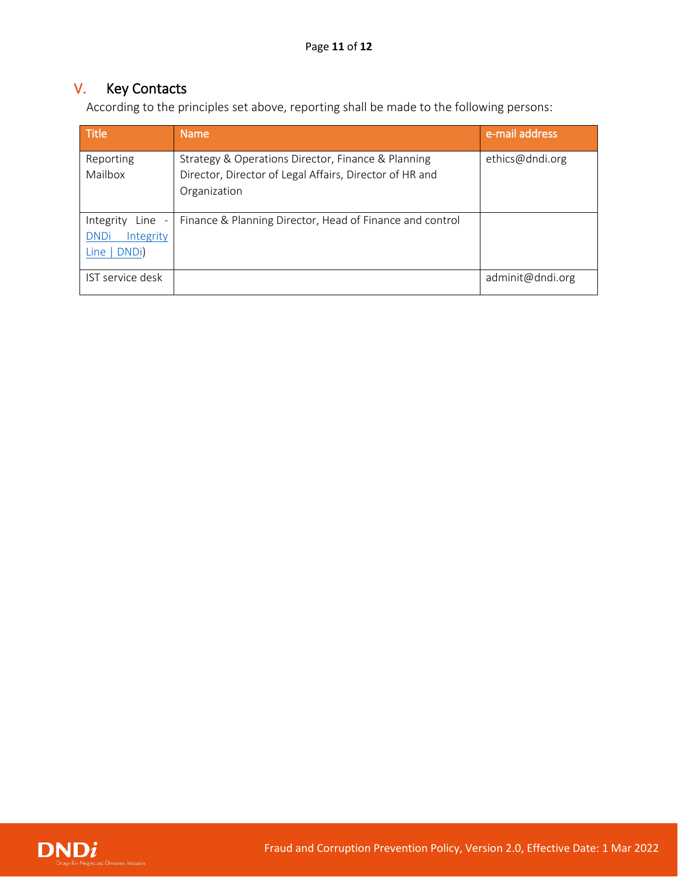## V. Key Contacts

According to the principles set above, reporting shall be made to the following persons:

| Title | Name | e-mail address |
|---|---|---|
| Reporting Mailbox | Strategy & Operations Director, Finance & Planning Director, Director of Legal Affairs, Director of HR and Organization | ethics@dndi.org |
| Integrity Line - DNDi Integrity Line \| DNDi) | Finance & Planning Director, Head of Finance and control | |
| IST service desk | | adminit@dndi.org |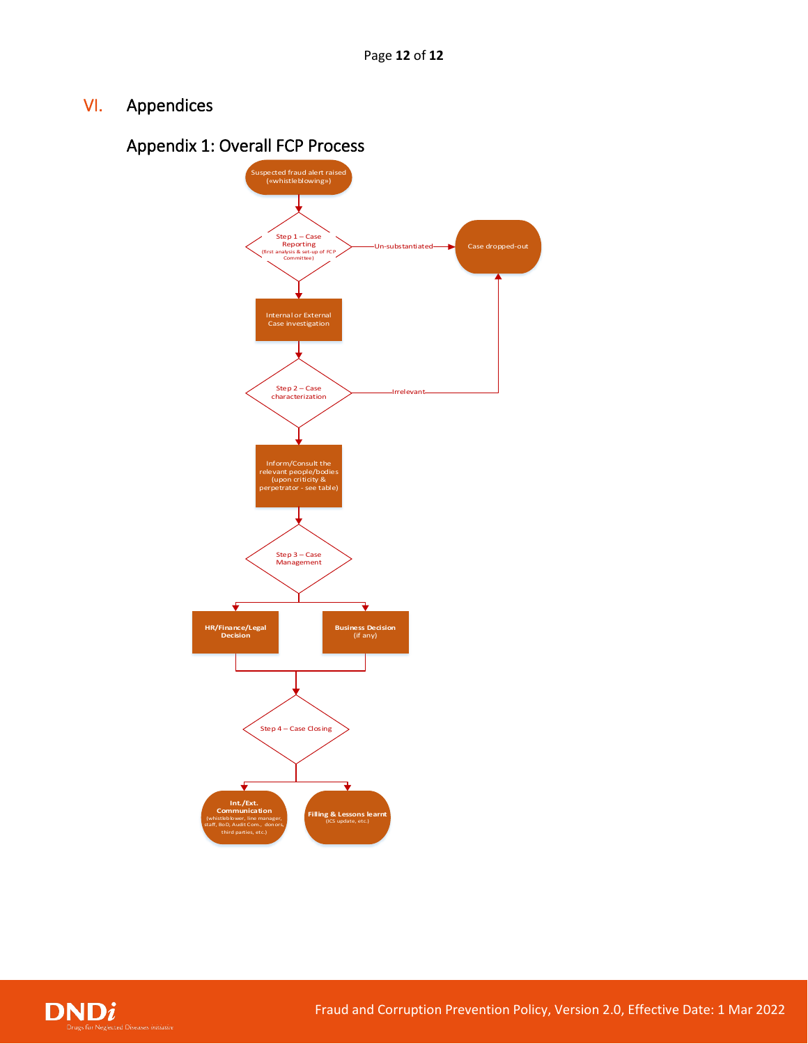# VI. Appendices

## Appendix 1: Overall FCP Process

Suspected fraud alert raised («whistleblowing»)

Step 1 – Case Reporting (first analysis & set-up of FCP Committee)

Un-substantiated

Case dropped-out

Internal or External Case investigation

Step 2 – Case characterization

Irrelevant

Inform/Consult the relevant people/bodies (upon criticity & perpetrator - see table)

Step 3 – Case Management

HR/Finance/Legal Decision

Business Decision (if any)

Step 4 – Case Closing

Int./Ext. Communication (whistleblower, line manager, staff, BoD, Audit Com., donors, third parties, etc.)

Filling & Lessons learnt (ICS update, etc.)